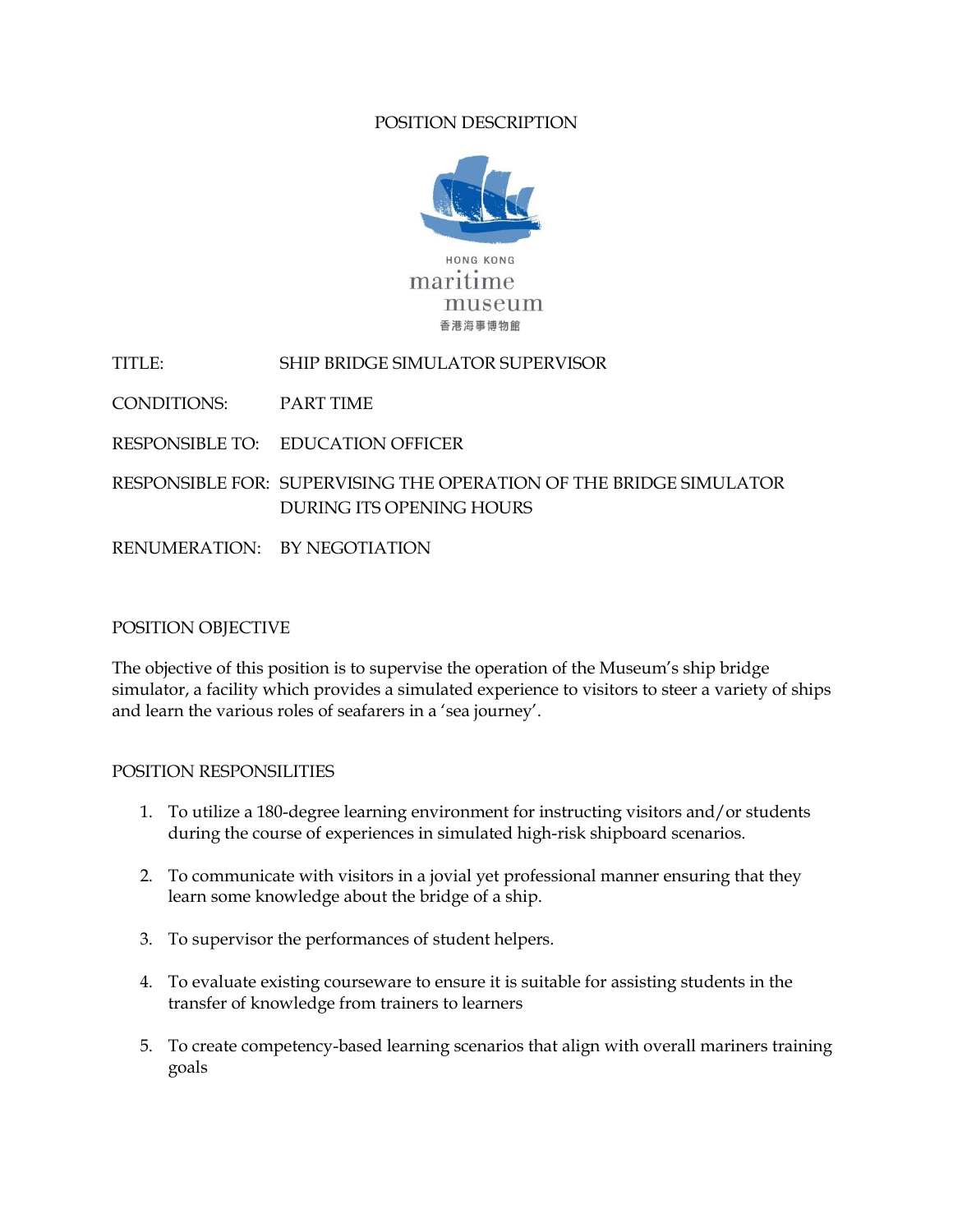# POSITION DESCRIPTION

HONG KONG
maritime
museum
香港海事博物館

| | |
|---|---|
| TITLE: | SHIP BRIDGE SIMULATOR SUPERVISOR |
| CONDITIONS: | PART TIME |
| RESPONSIBLE TO: | EDUCATION OFFICER |
| RESPONSIBLE FOR: | SUPERVISING THE OPERATION OF THE BRIDGE SIMULATOR DURING ITS OPENING HOURS |
| RENUMERATION: | BY NEGOTIATION |

## POSITION OBJECTIVE

The objective of this position is to supervise the operation of the Museum's ship bridge simulator, a facility which provides a simulated experience to visitors to steer a variety of ships and learn the various roles of seafarers in a 'sea journey'.

## POSITION RESPONSILITIES

1. To utilize a 180-degree learning environment for instructing visitors and/or students during the course of experiences in simulated high-risk shipboard scenarios.
2. To communicate with visitors in a jovial yet professional manner ensuring that they learn some knowledge about the bridge of a ship.
3. To supervisor the performances of student helpers.
4. To evaluate existing courseware to ensure it is suitable for assisting students in the transfer of knowledge from trainers to learners
5. To create competency-based learning scenarios that align with overall mariners training goals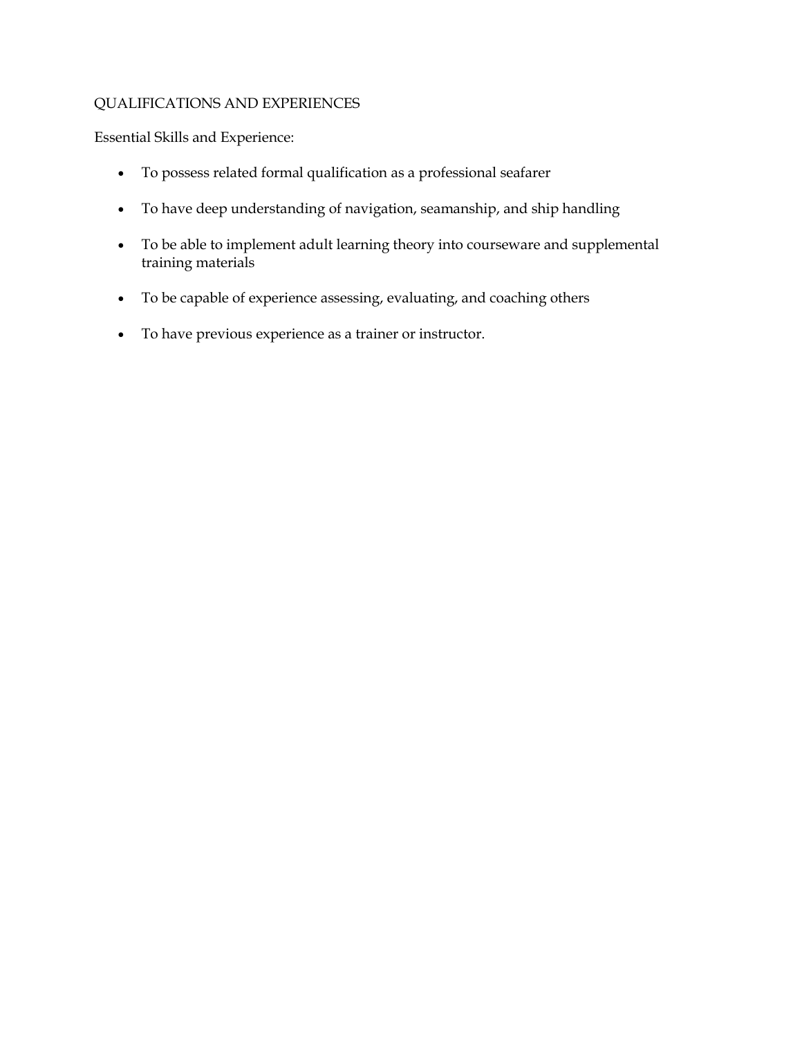## QUALIFICATIONS AND EXPERIENCES

Essential Skills and Experience:

- To possess related formal qualification as a professional seafarer
- To have deep understanding of navigation, seamanship, and ship handling
- To be able to implement adult learning theory into courseware and supplemental training materials
- To be capable of experience assessing, evaluating, and coaching others
- To have previous experience as a trainer or instructor.